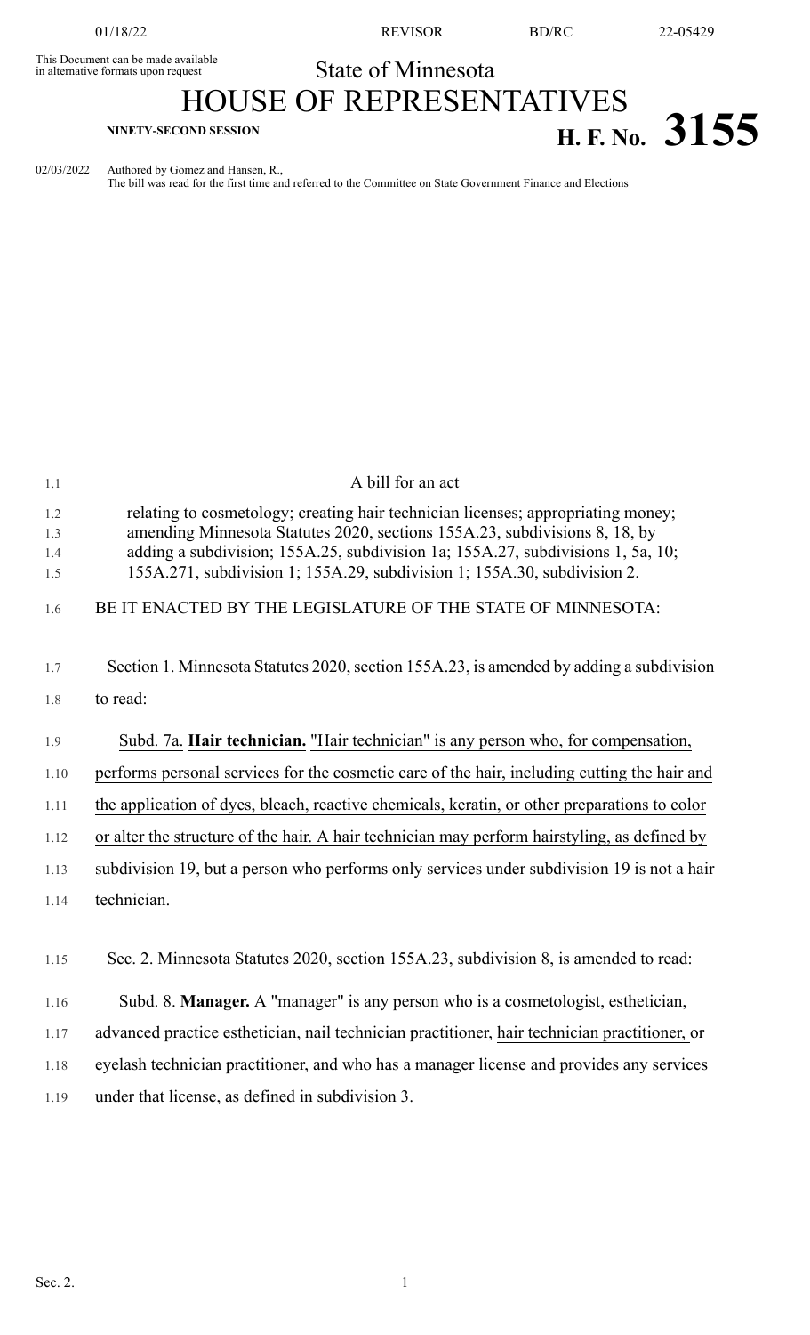This Document can be made available in alternative formats upon request

# State of Minnesota

# HOUSE OF REPRESENTATIVES

**NINETY-SECOND SESSION**

# H. F. No. 3155

02/03/2022 Authored by Gomez and Hansen, R.,
The bill was read for the first time and referred to the Committee on State Government Finance and Elections

A bill for an act

relating to cosmetology; creating hair technician licenses; appropriating money; amending Minnesota Statutes 2020, sections 155A.23, subdivisions 8, 18, by adding a subdivision; 155A.25, subdivision 1a; 155A.27, subdivisions 1, 5a, 10; 155A.271, subdivision 1; 155A.29, subdivision 1; 155A.30, subdivision 2.

BE IT ENACTED BY THE LEGISLATURE OF THE STATE OF MINNESOTA:

Section 1. Minnesota Statutes 2020, section 155A.23, is amended by adding a subdivision to read:

Subd. 7a. **Hair technician.** "Hair technician" is any person who, for compensation, performs personal services for the cosmetic care of the hair, including cutting the hair and the application of dyes, bleach, reactive chemicals, keratin, or other preparations to color or alter the structure of the hair. A hair technician may perform hairstyling, as defined by subdivision 19, but a person who performs only services under subdivision 19 is not a hair technician.

Sec. 2. Minnesota Statutes 2020, section 155A.23, subdivision 8, is amended to read:

Subd. 8. **Manager.** A "manager" is any person who is a cosmetologist, esthetician, advanced practice esthetician, nail technician practitioner, hair technician practitioner, or eyelash technician practitioner, and who has a manager license and provides any services under that license, as defined in subdivision 3.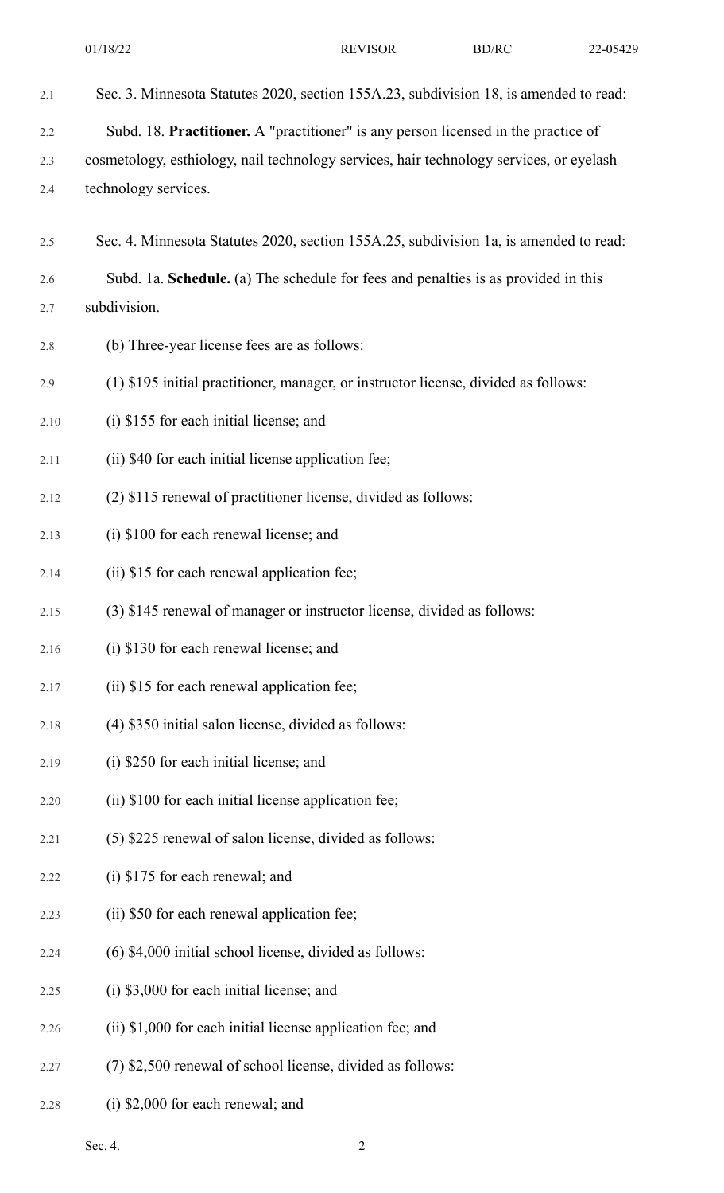Sec. 3. Minnesota Statutes 2020, section 155A.23, subdivision 18, is amended to read:

Subd. 18. **Practitioner.** A "practitioner" is any person licensed in the practice of cosmetology, esthiology, nail technology services, hair technology services, or eyelash technology services.

Sec. 4. Minnesota Statutes 2020, section 155A.25, subdivision 1a, is amended to read:

Subd. 1a. **Schedule.** (a) The schedule for fees and penalties is as provided in this subdivision.

(b) Three-year license fees are as follows:

(1) $195 initial practitioner, manager, or instructor license, divided as follows:

(i) $155 for each initial license; and

(ii) $40 for each initial license application fee;

(2) $115 renewal of practitioner license, divided as follows:

(i) $100 for each renewal license; and

(ii) $15 for each renewal application fee;

(3) $145 renewal of manager or instructor license, divided as follows:

(i) $130 for each renewal license; and

(ii) $15 for each renewal application fee;

(4) $350 initial salon license, divided as follows:

(i) $250 for each initial license; and

(ii) $100 for each initial license application fee;

(5) $225 renewal of salon license, divided as follows:

(i) $175 for each renewal; and

(ii) $50 for each renewal application fee;

(6) $4,000 initial school license, divided as follows:

(i) $3,000 for each initial license; and

(ii) $1,000 for each initial license application fee; and

(7) $2,500 renewal of school license, divided as follows:

(i) $2,000 for each renewal; and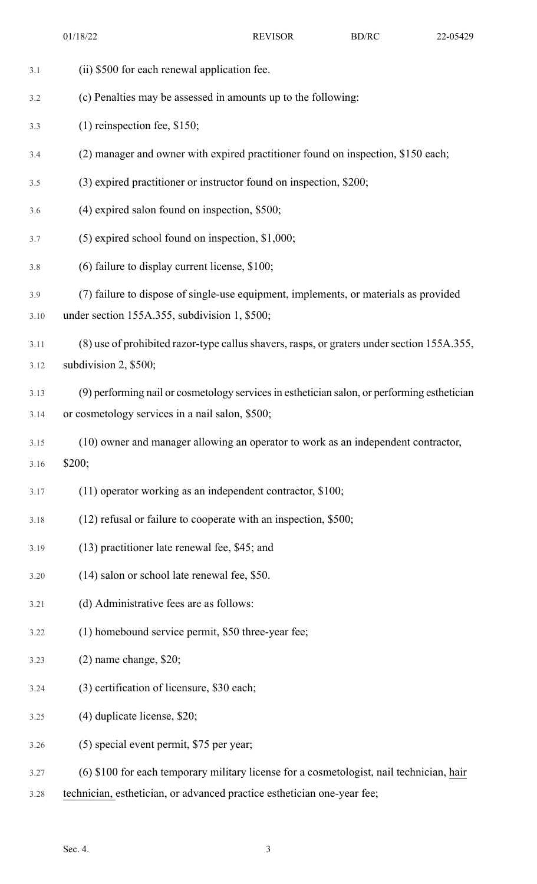(ii) $500 for each renewal application fee.

(c) Penalties may be assessed in amounts up to the following:

(1) reinspection fee, $150;

(2) manager and owner with expired practitioner found on inspection, $150 each;

(3) expired practitioner or instructor found on inspection, $200;

(4) expired salon found on inspection, $500;

(5) expired school found on inspection, $1,000;

(6) failure to display current license, $100;

(7) failure to dispose of single-use equipment, implements, or materials as provided under section 155A.355, subdivision 1, $500;

(8) use of prohibited razor-type callus shavers, rasps, or graters under section 155A.355, subdivision 2, $500;

(9) performing nail or cosmetology services in esthetician salon, or performing esthetician or cosmetology services in a nail salon, $500;

(10) owner and manager allowing an operator to work as an independent contractor, $200;

(11) operator working as an independent contractor, $100;

(12) refusal or failure to cooperate with an inspection, $500;

(13) practitioner late renewal fee, $45; and

(14) salon or school late renewal fee, $50.

(d) Administrative fees are as follows:

(1) homebound service permit, $50 three-year fee;

(2) name change, $20;

(3) certification of licensure, $30 each;

(4) duplicate license, $20;

(5) special event permit, $75 per year;

(6) $100 for each temporary military license for a cosmetologist, nail technician, <u>hair technician,</u> esthetician, or advanced practice esthetician one-year fee;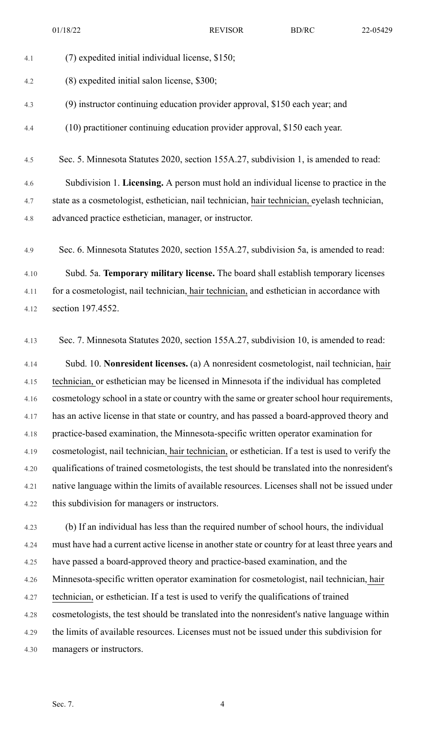(7) expedited initial individual license, $150;

(8) expedited initial salon license, $300;

(9) instructor continuing education provider approval, $150 each year; and

(10) practitioner continuing education provider approval, $150 each year.

Sec. 5. Minnesota Statutes 2020, section 155A.27, subdivision 1, is amended to read:

Subdivision 1. **Licensing.** A person must hold an individual license to practice in the state as a cosmetologist, esthetician, nail technician, hair technician, eyelash technician, advanced practice esthetician, manager, or instructor.

Sec. 6. Minnesota Statutes 2020, section 155A.27, subdivision 5a, is amended to read:

Subd. 5a. **Temporary military license.** The board shall establish temporary licenses for a cosmetologist, nail technician, hair technician, and esthetician in accordance with section 197.4552.

Sec. 7. Minnesota Statutes 2020, section 155A.27, subdivision 10, is amended to read:

Subd. 10. **Nonresident licenses.** (a) A nonresident cosmetologist, nail technician, hair technician, or esthetician may be licensed in Minnesota if the individual has completed cosmetology school in a state or country with the same or greater school hour requirements, has an active license in that state or country, and has passed a board-approved theory and practice-based examination, the Minnesota-specific written operator examination for cosmetologist, nail technician, hair technician, or esthetician. If a test is used to verify the qualifications of trained cosmetologists, the test should be translated into the nonresident's native language within the limits of available resources. Licenses shall not be issued under this subdivision for managers or instructors.

(b) If an individual has less than the required number of school hours, the individual must have had a current active license in another state or country for at least three years and have passed a board-approved theory and practice-based examination, and the Minnesota-specific written operator examination for cosmetologist, nail technician, hair technician, or esthetician. If a test is used to verify the qualifications of trained cosmetologists, the test should be translated into the nonresident's native language within the limits of available resources. Licenses must not be issued under this subdivision for managers or instructors.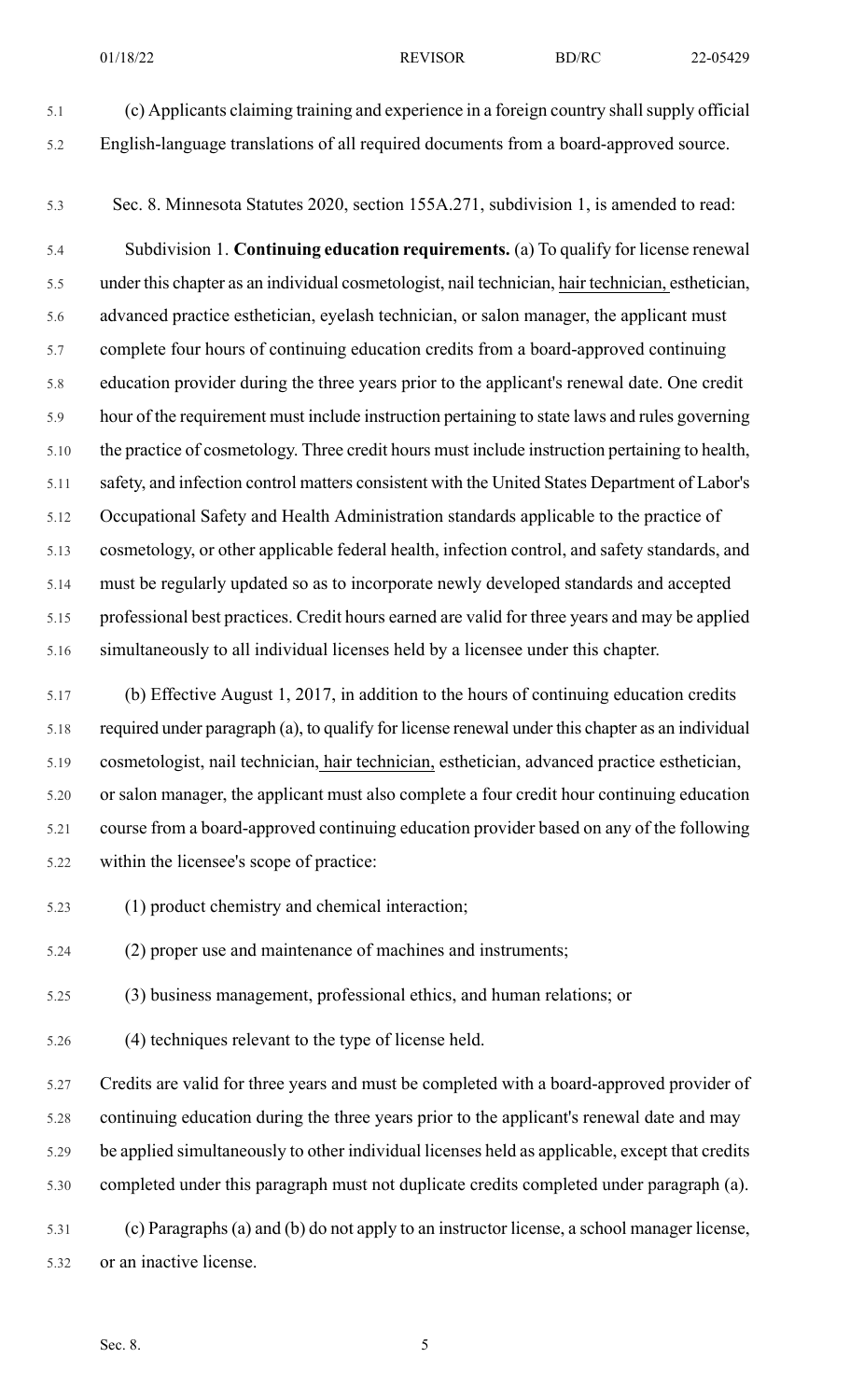(c) Applicants claiming training and experience in a foreign country shall supply official English-language translations of all required documents from a board-approved source.

Sec. 8. Minnesota Statutes 2020, section 155A.271, subdivision 1, is amended to read:

Subdivision 1. **Continuing education requirements.** (a) To qualify for license renewal under this chapter as an individual cosmetologist, nail technician, hair technician, esthetician, advanced practice esthetician, eyelash technician, or salon manager, the applicant must complete four hours of continuing education credits from a board-approved continuing education provider during the three years prior to the applicant's renewal date. One credit hour of the requirement must include instruction pertaining to state laws and rules governing the practice of cosmetology. Three credit hours must include instruction pertaining to health, safety, and infection control matters consistent with the United States Department of Labor's Occupational Safety and Health Administration standards applicable to the practice of cosmetology, or other applicable federal health, infection control, and safety standards, and must be regularly updated so as to incorporate newly developed standards and accepted professional best practices. Credit hours earned are valid for three years and may be applied simultaneously to all individual licenses held by a licensee under this chapter.

(b) Effective August 1, 2017, in addition to the hours of continuing education credits required under paragraph (a), to qualify for license renewal under this chapter as an individual cosmetologist, nail technician, hair technician, esthetician, advanced practice esthetician, or salon manager, the applicant must also complete a four credit hour continuing education course from a board-approved continuing education provider based on any of the following within the licensee's scope of practice:

(1) product chemistry and chemical interaction;

(2) proper use and maintenance of machines and instruments;

(3) business management, professional ethics, and human relations; or

(4) techniques relevant to the type of license held.

Credits are valid for three years and must be completed with a board-approved provider of continuing education during the three years prior to the applicant's renewal date and may be applied simultaneously to other individual licenses held as applicable, except that credits completed under this paragraph must not duplicate credits completed under paragraph (a).

(c) Paragraphs (a) and (b) do not apply to an instructor license, a school manager license, or an inactive license.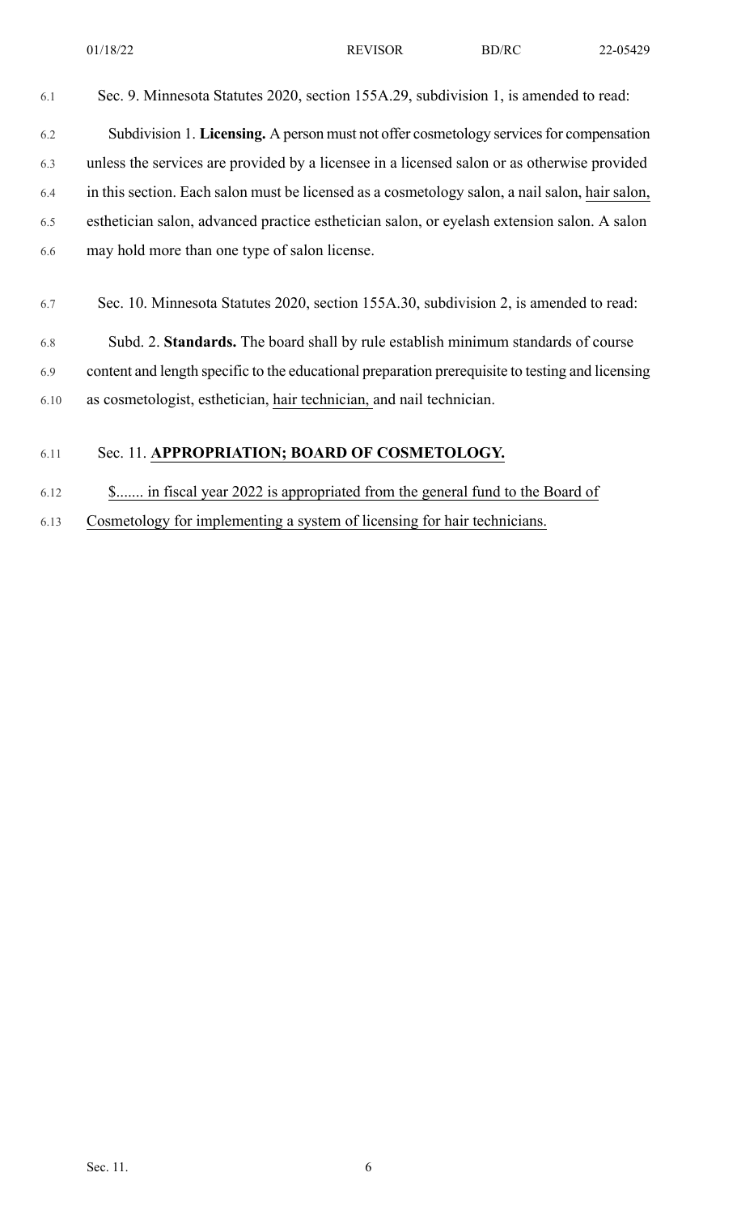Sec. 9. Minnesota Statutes 2020, section 155A.29, subdivision 1, is amended to read:

Subdivision 1. **Licensing.** A person must not offer cosmetology services for compensation unless the services are provided by a licensee in a licensed salon or as otherwise provided in this section. Each salon must be licensed as a cosmetology salon, a nail salon, hair salon, esthetician salon, advanced practice esthetician salon, or eyelash extension salon. A salon may hold more than one type of salon license.

Sec. 10. Minnesota Statutes 2020, section 155A.30, subdivision 2, is amended to read:

Subd. 2. **Standards.** The board shall by rule establish minimum standards of course content and length specific to the educational preparation prerequisite to testing and licensing as cosmetologist, esthetician, hair technician, and nail technician.

Sec. 11. **APPROPRIATION; BOARD OF COSMETOLOGY.**

$....... in fiscal year 2022 is appropriated from the general fund to the Board of Cosmetology for implementing a system of licensing for hair technicians.